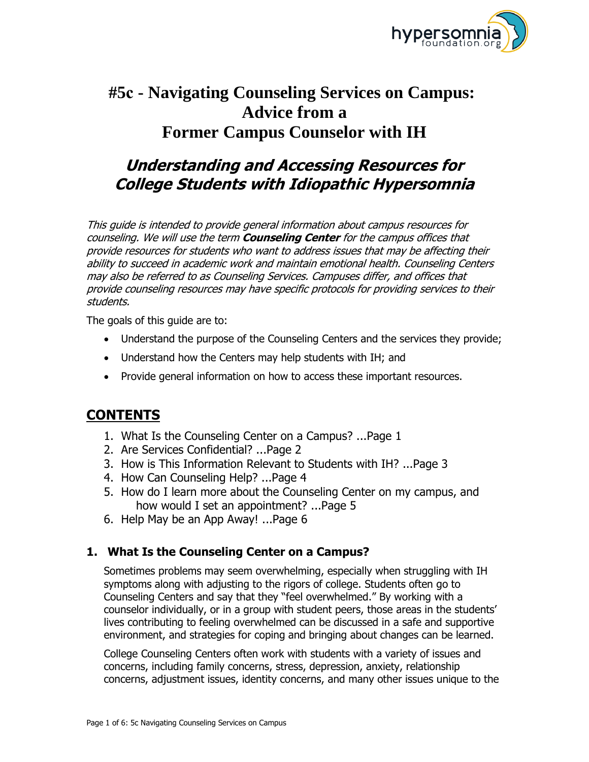# #5c - Navigating Counseling Services on Campus: Advice from a Former Campus Counselor with IH

## *Understanding and Accessing Resources for College Students with Idiopathic Hypersomnia*

*This guide is intended to provide general information about campus resources for counseling. We will use the term **Counseling Center** for the campus offices that provide resources for students who want to address issues that may be affecting their ability to succeed in academic work and maintain emotional health. Counseling Centers may also be referred to as Counseling Services. Campuses differ, and offices that provide counseling resources may have specific protocols for providing services to their students.*

The goals of this guide are to:

- Understand the purpose of the Counseling Centers and the services they provide;
- Understand how the Centers may help students with IH; and
- Provide general information on how to access these important resources.

## CONTENTS

1. What Is the Counseling Center on a Campus? ...Page 1
2. Are Services Confidential? ...Page 2
3. How is This Information Relevant to Students with IH? ...Page 3
4. How Can Counseling Help? ...Page 4
5. How do I learn more about the Counseling Center on my campus, and how would I set an appointment? ...Page 5
6. Help May be an App Away! ...Page 6

### 1. What Is the Counseling Center on a Campus?

Sometimes problems may seem overwhelming, especially when struggling with IH symptoms along with adjusting to the rigors of college. Students often go to Counseling Centers and say that they "feel overwhelmed." By working with a counselor individually, or in a group with student peers, those areas in the students' lives contributing to feeling overwhelmed can be discussed in a safe and supportive environment, and strategies for coping and bringing about changes can be learned.

College Counseling Centers often work with students with a variety of issues and concerns, including family concerns, stress, depression, anxiety, relationship concerns, adjustment issues, identity concerns, and many other issues unique to the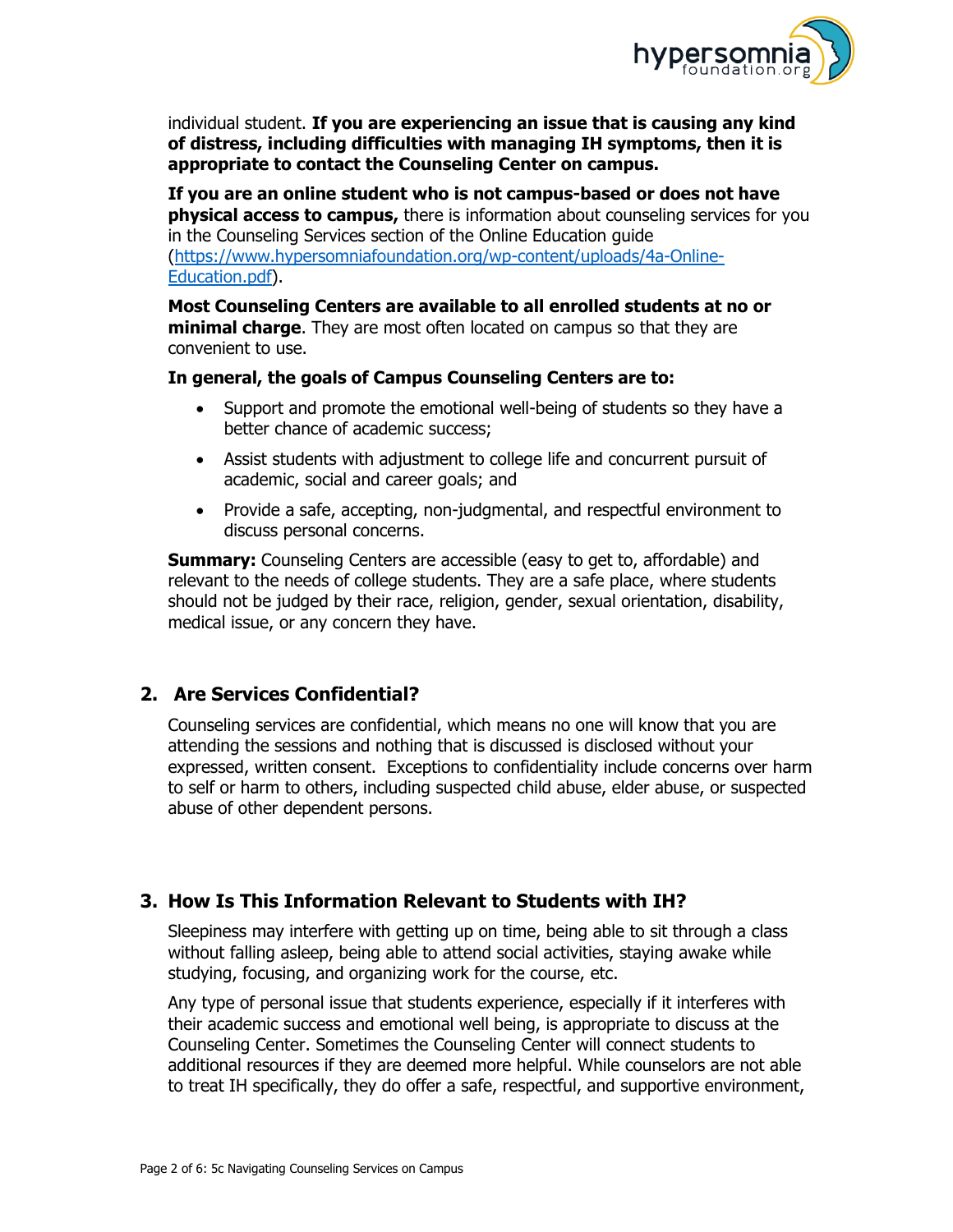individual student. **If you are experiencing an issue that is causing any kind of distress, including difficulties with managing IH symptoms, then it is appropriate to contact the Counseling Center on campus.**

**If you are an online student who is not campus-based or does not have physical access to campus,** there is information about counseling services for you in the Counseling Services section of the Online Education guide ([https://www.hypersomniafoundation.org/wp-content/uploads/4a-Online-Education.pdf](https://www.hypersomniafoundation.org/wp-content/uploads/4a-Online-Education.pdf)).

**Most Counseling Centers are available to all enrolled students at no or minimal charge**. They are most often located on campus so that they are convenient to use.

**In general, the goals of Campus Counseling Centers are to:**

- Support and promote the emotional well-being of students so they have a better chance of academic success;
- Assist students with adjustment to college life and concurrent pursuit of academic, social and career goals; and
- Provide a safe, accepting, non-judgmental, and respectful environment to discuss personal concerns.

**Summary:** Counseling Centers are accessible (easy to get to, affordable) and relevant to the needs of college students. They are a safe place, where students should not be judged by their race, religion, gender, sexual orientation, disability, medical issue, or any concern they have.

## 2. Are Services Confidential?

Counseling services are confidential, which means no one will know that you are attending the sessions and nothing that is discussed is disclosed without your expressed, written consent. Exceptions to confidentiality include concerns over harm to self or harm to others, including suspected child abuse, elder abuse, or suspected abuse of other dependent persons.

## 3. How Is This Information Relevant to Students with IH?

Sleepiness may interfere with getting up on time, being able to sit through a class without falling asleep, being able to attend social activities, staying awake while studying, focusing, and organizing work for the course, etc.

Any type of personal issue that students experience, especially if it interferes with their academic success and emotional well being, is appropriate to discuss at the Counseling Center. Sometimes the Counseling Center will connect students to additional resources if they are deemed more helpful. While counselors are not able to treat IH specifically, they do offer a safe, respectful, and supportive environment,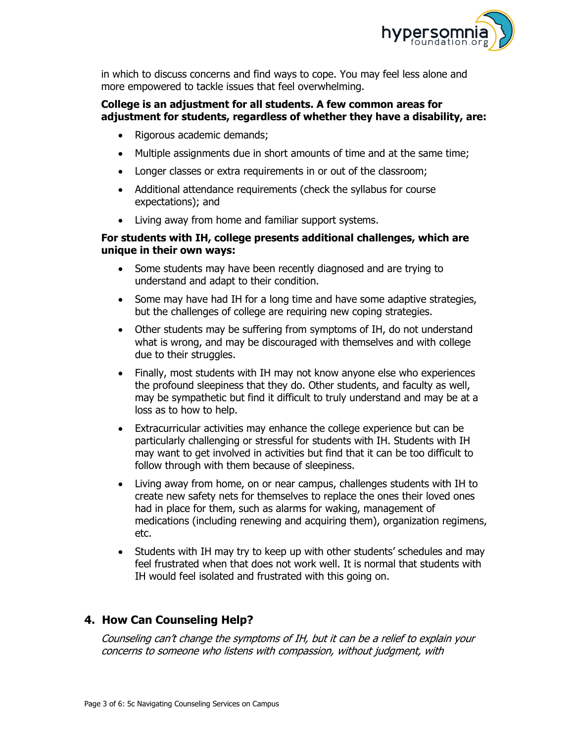in which to discuss concerns and find ways to cope. You may feel less alone and more empowered to tackle issues that feel overwhelming.

**College is an adjustment for all students. A few common areas for adjustment for students, regardless of whether they have a disability, are:**

- Rigorous academic demands;
- Multiple assignments due in short amounts of time and at the same time;
- Longer classes or extra requirements in or out of the classroom;
- Additional attendance requirements (check the syllabus for course expectations); and
- Living away from home and familiar support systems.

**For students with IH, college presents additional challenges, which are unique in their own ways:**

- Some students may have been recently diagnosed and are trying to understand and adapt to their condition.
- Some may have had IH for a long time and have some adaptive strategies, but the challenges of college are requiring new coping strategies.
- Other students may be suffering from symptoms of IH, do not understand what is wrong, and may be discouraged with themselves and with college due to their struggles.
- Finally, most students with IH may not know anyone else who experiences the profound sleepiness that they do. Other students, and faculty as well, may be sympathetic but find it difficult to truly understand and may be at a loss as to how to help.
- Extracurricular activities may enhance the college experience but can be particularly challenging or stressful for students with IH. Students with IH may want to get involved in activities but find that it can be too difficult to follow through with them because of sleepiness.
- Living away from home, on or near campus, challenges students with IH to create new safety nets for themselves to replace the ones their loved ones had in place for them, such as alarms for waking, management of medications (including renewing and acquiring them), organization regimens, etc.
- Students with IH may try to keep up with other students' schedules and may feel frustrated when that does not work well. It is normal that students with IH would feel isolated and frustrated with this going on.

## 4. How Can Counseling Help?

*Counseling can't change the symptoms of IH, but it can be a relief to explain your concerns to someone who listens with compassion, without judgment, with*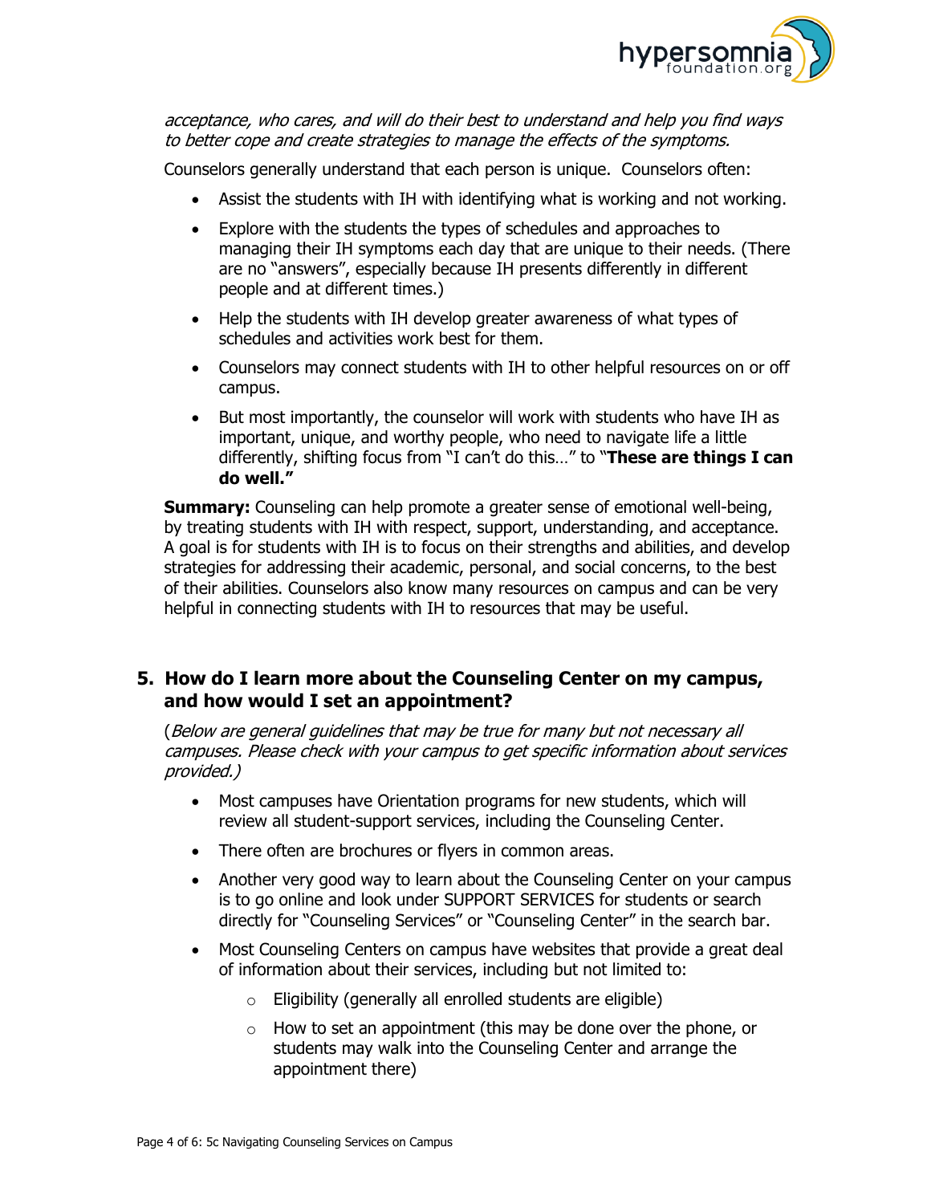*acceptance, who cares, and will do their best to understand and help you find ways to better cope and create strategies to manage the effects of the symptoms.*

Counselors generally understand that each person is unique. Counselors often:

- Assist the students with IH with identifying what is working and not working.
- Explore with the students the types of schedules and approaches to managing their IH symptoms each day that are unique to their needs. (There are no "answers", especially because IH presents differently in different people and at different times.)
- Help the students with IH develop greater awareness of what types of schedules and activities work best for them.
- Counselors may connect students with IH to other helpful resources on or off campus.
- But most importantly, the counselor will work with students who have IH as important, unique, and worthy people, who need to navigate life a little differently, shifting focus from "I can't do this…" to "**These are things I can do well."**

**Summary:** Counseling can help promote a greater sense of emotional well-being, by treating students with IH with respect, support, understanding, and acceptance. A goal is for students with IH is to focus on their strengths and abilities, and develop strategies for addressing their academic, personal, and social concerns, to the best of their abilities. Counselors also know many resources on campus and can be very helpful in connecting students with IH to resources that may be useful.

## 5. How do I learn more about the Counseling Center on my campus, and how would I set an appointment?

(*Below are general guidelines that may be true for many but not necessary all campuses. Please check with your campus to get specific information about services provided.)*

- Most campuses have Orientation programs for new students, which will review all student-support services, including the Counseling Center.
- There often are brochures or flyers in common areas.
- Another very good way to learn about the Counseling Center on your campus is to go online and look under SUPPORT SERVICES for students or search directly for "Counseling Services" or "Counseling Center" in the search bar.
- Most Counseling Centers on campus have websites that provide a great deal of information about their services, including but not limited to:
  - Eligibility (generally all enrolled students are eligible)
  - How to set an appointment (this may be done over the phone, or students may walk into the Counseling Center and arrange the appointment there)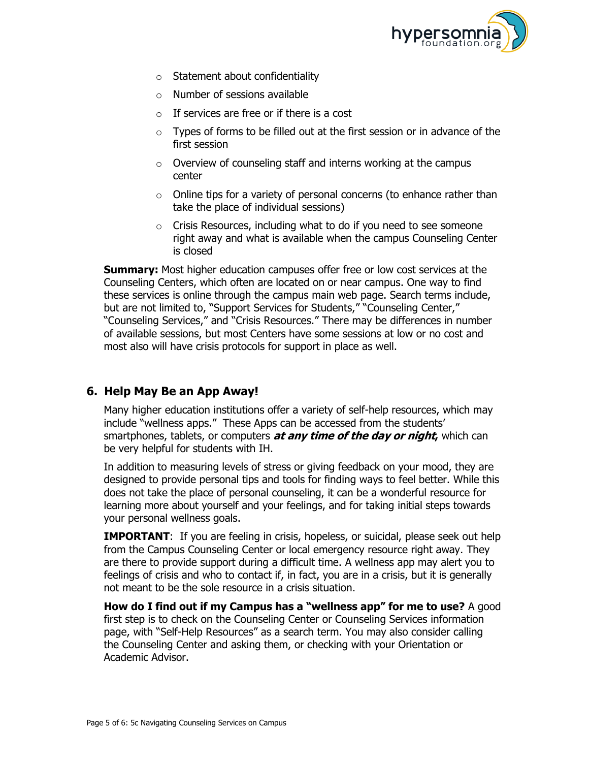- Statement about confidentiality
- Number of sessions available
- If services are free or if there is a cost
- Types of forms to be filled out at the first session or in advance of the first session
- Overview of counseling staff and interns working at the campus center
- Online tips for a variety of personal concerns (to enhance rather than take the place of individual sessions)
- Crisis Resources, including what to do if you need to see someone right away and what is available when the campus Counseling Center is closed

**Summary:** Most higher education campuses offer free or low cost services at the Counseling Centers, which often are located on or near campus. One way to find these services is online through the campus main web page. Search terms include, but are not limited to, "Support Services for Students," "Counseling Center," "Counseling Services," and "Crisis Resources." There may be differences in number of available sessions, but most Centers have some sessions at low or no cost and most also will have crisis protocols for support in place as well.

## 6. Help May Be an App Away!

Many higher education institutions offer a variety of self-help resources, which may include "wellness apps." These Apps can be accessed from the students' smartphones, tablets, or computers ***at any time of the day or night,*** which can be very helpful for students with IH.

In addition to measuring levels of stress or giving feedback on your mood, they are designed to provide personal tips and tools for finding ways to feel better. While this does not take the place of personal counseling, it can be a wonderful resource for learning more about yourself and your feelings, and for taking initial steps towards your personal wellness goals.

**IMPORTANT**: If you are feeling in crisis, hopeless, or suicidal, please seek out help from the Campus Counseling Center or local emergency resource right away. They are there to provide support during a difficult time. A wellness app may alert you to feelings of crisis and who to contact if, in fact, you are in a crisis, but it is generally not meant to be the sole resource in a crisis situation.

**How do I find out if my Campus has a "wellness app" for me to use?** A good first step is to check on the Counseling Center or Counseling Services information page, with "Self-Help Resources" as a search term. You may also consider calling the Counseling Center and asking them, or checking with your Orientation or Academic Advisor.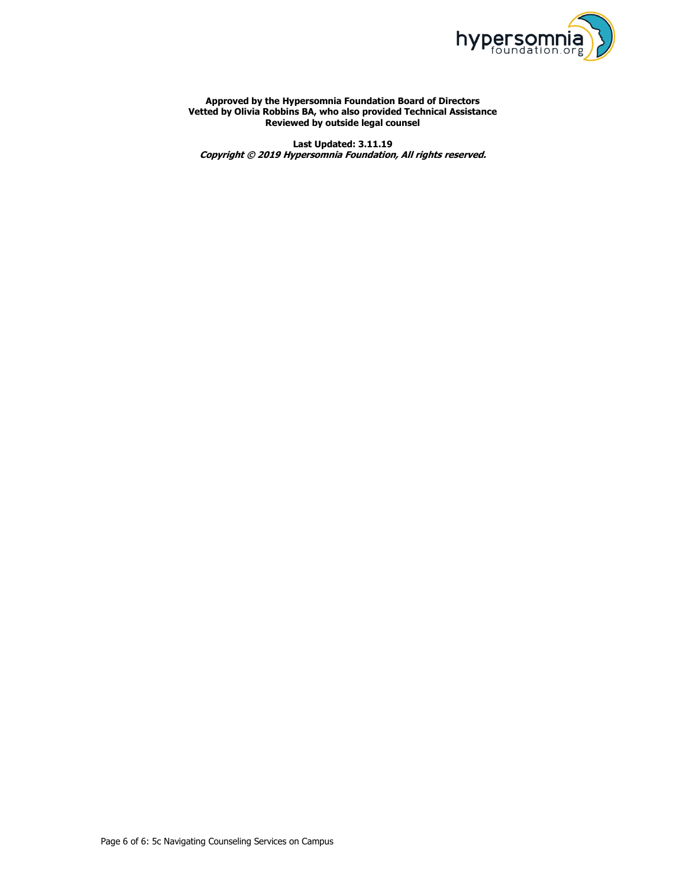**Approved by the Hypersomnia Foundation Board of Directors**
**Vetted by Olivia Robbins BA, who also provided Technical Assistance**
**Reviewed by outside legal counsel**

**Last Updated: 3.11.19**
***Copyright © 2019 Hypersomnia Foundation, All rights reserved.***